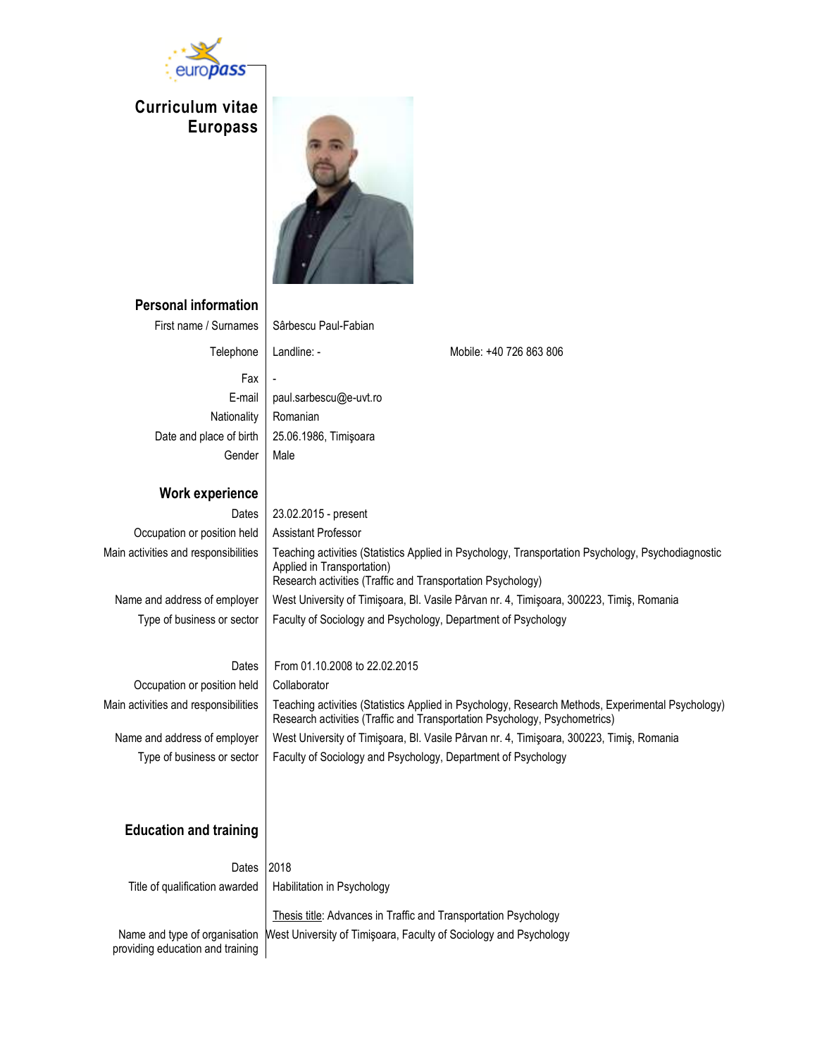# Curriculum vitae Europass

## Personal information

| | |
|---|---|
| First name / Surnames | Sârbescu Paul-Fabian |
| Telephone | Landline: - Mobile: +40 726 863 806 |
| Fax | - |
| E-mail | paul.sarbescu@e-uvt.ro |
| Nationality | Romanian |
| Date and place of birth | 25.06.1986, Timişoara |
| Gender | Male |

## Work experience

| | |
|---|---|
| Dates | 23.02.2015 - present |
| Occupation or position held | Assistant Professor |
| Main activities and responsibilities | Teaching activities (Statistics Applied in Psychology, Transportation Psychology, Psychodiagnostic Applied in Transportation)<br>Research activities (Traffic and Transportation Psychology) |
| Name and address of employer | West University of Timişoara, Bl. Vasile Pârvan nr. 4, Timişoara, 300223, Timiş, Romania |
| Type of business or sector | Faculty of Sociology and Psychology, Department of Psychology |

| | |
|---|---|
| Dates | From 01.10.2008 to 22.02.2015 |
| Occupation or position held | Collaborator |
| Main activities and responsibilities | Teaching activities (Statistics Applied in Psychology, Research Methods, Experimental Psychology)<br>Research activities (Traffic and Transportation Psychology, Psychometrics) |
| Name and address of employer | West University of Timişoara, Bl. Vasile Pârvan nr. 4, Timişoara, 300223, Timiş, Romania |
| Type of business or sector | Faculty of Sociology and Psychology, Department of Psychology |

## Education and training

| | |
|---|---|
| Dates | 2018 |
| Title of qualification awarded | Habilitation in Psychology<br><br>Thesis title: Advances in Traffic and Transportation Psychology |
| Name and type of organisation providing education and training | West University of Timişoara, Faculty of Sociology and Psychology |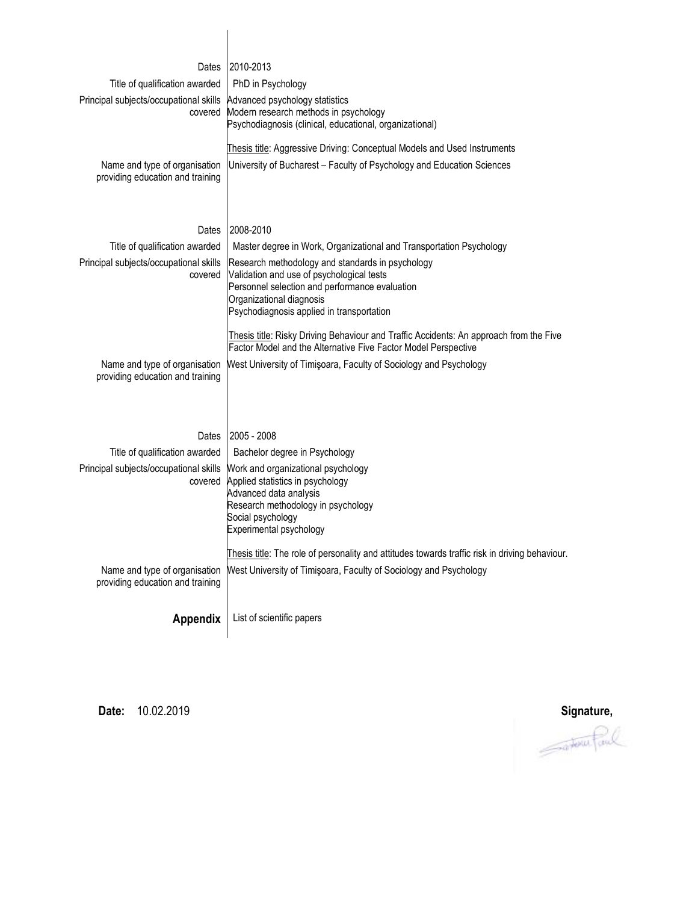| | |
|---|---|
| Dates | 2010-2013 |
| Title of qualification awarded | PhD in Psychology |
| Principal subjects/occupational skills covered | Advanced psychology statistics<br>Modern research methods in psychology<br>Psychodiagnosis (clinical, educational, organizational)<br><br><u>Thesis title</u>: Aggressive Driving: Conceptual Models and Used Instruments |
| Name and type of organisation providing education and training | University of Bucharest – Faculty of Psychology and Education Sciences |
| | |
| Dates | 2008-2010 |
| Title of qualification awarded | Master degree in Work, Organizational and Transportation Psychology |
| Principal subjects/occupational skills covered | Research methodology and standards in psychology<br>Validation and use of psychological tests<br>Personnel selection and performance evaluation<br>Organizational diagnosis<br>Psychodiagnosis applied in transportation<br><br><u>Thesis title</u>: Risky Driving Behaviour and Traffic Accidents: An approach from the Five Factor Model and the Alternative Five Factor Model Perspective |
| Name and type of organisation providing education and training | West University of Timişoara, Faculty of Sociology and Psychology |
| | |
| Dates | 2005 - 2008 |
| Title of qualification awarded | Bachelor degree in Psychology |
| Principal subjects/occupational skills covered | Work and organizational psychology<br>Applied statistics in psychology<br>Advanced data analysis<br>Research methodology in psychology<br>Social psychology<br>Experimental psychology<br><br><u>Thesis title</u>: The role of personality and attitudes towards traffic risk in driving behaviour. |
| Name and type of organisation providing education and training | West University of Timişoara, Faculty of Sociology and Psychology |
| | |
| **Appendix** | List of scientific papers |

**Date:** 10.02.2019

**Signature,**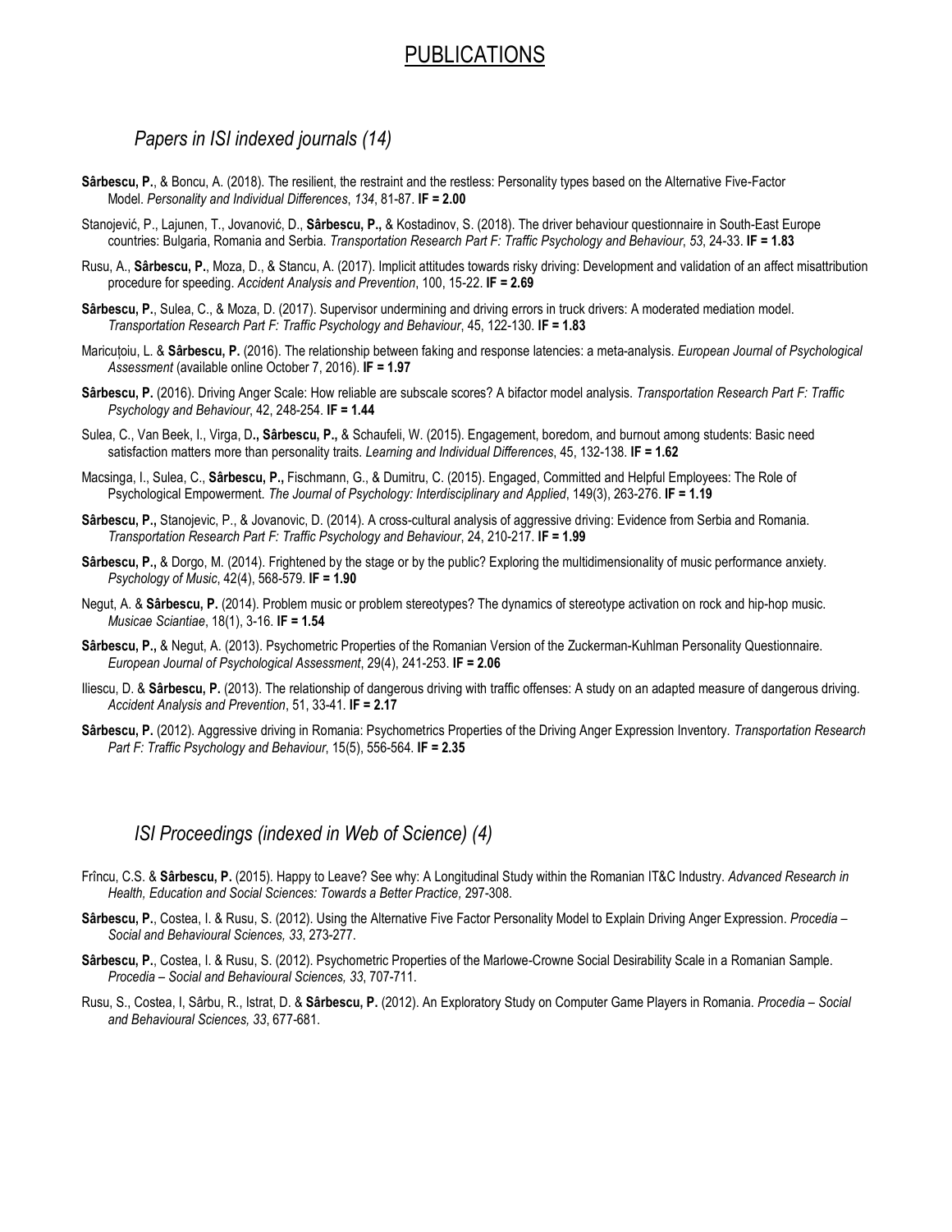# PUBLICATIONS

## *Papers in ISI indexed journals (14)*

**Sârbescu, P.**, & Boncu, A. (2018). The resilient, the restraint and the restless: Personality types based on the Alternative Five-Factor Model. *Personality and Individual Differences*, *134*, 81-87. **IF = 2.00**

Stanojević, P., Lajunen, T., Jovanović, D., **Sârbescu, P.,** & Kostadinov, S. (2018). The driver behaviour questionnaire in South-East Europe countries: Bulgaria, Romania and Serbia. *Transportation Research Part F: Traffic Psychology and Behaviour*, *53*, 24-33. **IF = 1.83**

Rusu, A., **Sârbescu, P.**, Moza, D., & Stancu, A. (2017). Implicit attitudes towards risky driving: Development and validation of an affect misattribution procedure for speeding. *Accident Analysis and Prevention*, 100, 15-22. **IF = 2.69**

**Sârbescu, P.**, Sulea, C., & Moza, D. (2017). Supervisor undermining and driving errors in truck drivers: A moderated mediation model. *Transportation Research Part F: Traffic Psychology and Behaviour*, 45, 122-130. **IF = 1.83**

Maricuțoiu, L. & **Sârbescu, P.** (2016). The relationship between faking and response latencies: a meta-analysis. *European Journal of Psychological Assessment* (available online October 7, 2016). **IF = 1.97**

**Sârbescu, P.** (2016). Driving Anger Scale: How reliable are subscale scores? A bifactor model analysis. *Transportation Research Part F: Traffic Psychology and Behaviour*, 42, 248-254. **IF = 1.44**

Sulea, C., Van Beek, I., Virga, D**., Sârbescu, P.,** & Schaufeli, W. (2015). Engagement, boredom, and burnout among students: Basic need satisfaction matters more than personality traits. *Learning and Individual Differences*, 45, 132-138. **IF = 1.62**

Macsinga, I., Sulea, C., **Sârbescu, P.,** Fischmann, G., & Dumitru, C. (2015). Engaged, Committed and Helpful Employees: The Role of Psychological Empowerment. *The Journal of Psychology: Interdisciplinary and Applied*, 149(3), 263-276. **IF = 1.19**

**Sârbescu, P.,** Stanojevic, P., & Jovanovic, D. (2014). A cross-cultural analysis of aggressive driving: Evidence from Serbia and Romania. *Transportation Research Part F: Traffic Psychology and Behaviour*, 24, 210-217. **IF = 1.99**

**Sârbescu, P.,** & Dorgo, M. (2014). Frightened by the stage or by the public? Exploring the multidimensionality of music performance anxiety. *Psychology of Music*, 42(4), 568-579. **IF = 1.90**

Negut, A. & **Sârbescu, P.** (2014). Problem music or problem stereotypes? The dynamics of stereotype activation on rock and hip-hop music. *Musicae Sciantiae*, 18(1), 3-16. **IF = 1.54**

**Sârbescu, P.,** & Negut, A. (2013). Psychometric Properties of the Romanian Version of the Zuckerman-Kuhlman Personality Questionnaire. *European Journal of Psychological Assessment*, 29(4), 241-253. **IF = 2.06**

Iliescu, D. & **Sârbescu, P.** (2013). The relationship of dangerous driving with traffic offenses: A study on an adapted measure of dangerous driving. *Accident Analysis and Prevention*, 51, 33-41. **IF = 2.17**

**Sârbescu, P.** (2012). Aggressive driving in Romania: Psychometrics Properties of the Driving Anger Expression Inventory. *Transportation Research Part F: Traffic Psychology and Behaviour*, 15(5), 556-564. **IF = 2.35**

## *ISI Proceedings (indexed in Web of Science) (4)*

Frîncu, C.S. & **Sârbescu, P.** (2015). Happy to Leave? See why: A Longitudinal Study within the Romanian IT&C Industry. *Advanced Research in Health, Education and Social Sciences: Towards a Better Practice,* 297-308.

**Sârbescu, P.**, Costea, I. & Rusu, S. (2012). Using the Alternative Five Factor Personality Model to Explain Driving Anger Expression. *Procedia – Social and Behavioural Sciences, 33*, 273-277.

**Sârbescu, P.**, Costea, I. & Rusu, S. (2012). Psychometric Properties of the Marlowe-Crowne Social Desirability Scale in a Romanian Sample. *Procedia – Social and Behavioural Sciences, 33*, 707-711.

Rusu, S., Costea, I, Sârbu, R., Istrat, D. & **Sârbescu, P.** (2012). An Exploratory Study on Computer Game Players in Romania. *Procedia – Social and Behavioural Sciences, 33*, 677-681.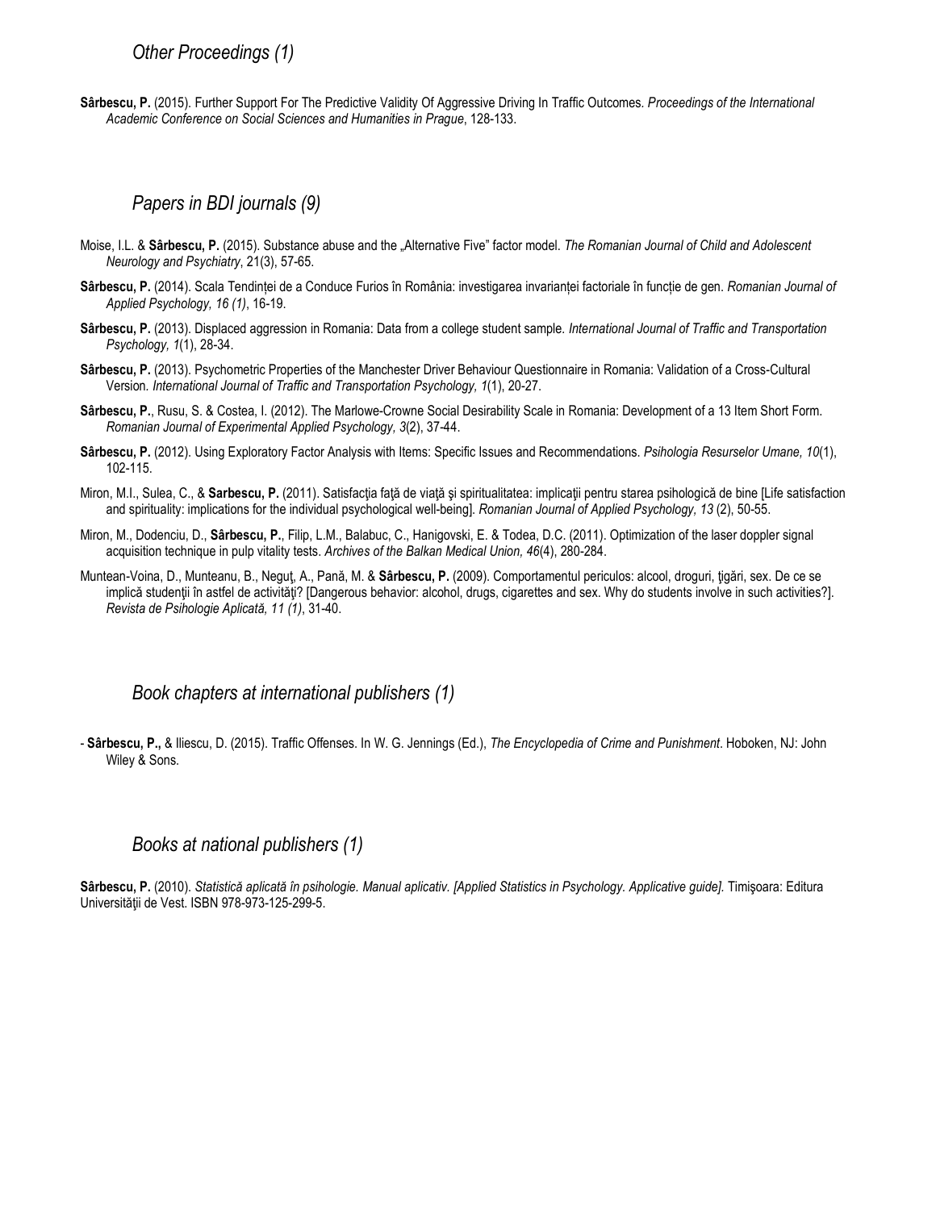## *Other Proceedings (1)*

**Sârbescu, P.** (2015). Further Support For The Predictive Validity Of Aggressive Driving In Traffic Outcomes. *Proceedings of the International Academic Conference on Social Sciences and Humanities in Prague*, 128-133.

## *Papers in BDI journals (9)*

Moise, I.L. & **Sârbescu, P.** (2015). Substance abuse and the „Alternative Five" factor model. *The Romanian Journal of Child and Adolescent Neurology and Psychiatry*, 21(3), 57-65.

**Sârbescu, P.** (2014). Scala Tendinței de a Conduce Furios în România: investigarea invarianței factoriale în funcție de gen. *Romanian Journal of Applied Psychology, 16 (1)*, 16-19.

**Sârbescu, P.** (2013). Displaced aggression in Romania: Data from a college student sample. *International Journal of Traffic and Transportation Psychology, 1*(1), 28-34.

**Sârbescu, P.** (2013). Psychometric Properties of the Manchester Driver Behaviour Questionnaire in Romania: Validation of a Cross-Cultural Version. *International Journal of Traffic and Transportation Psychology, 1*(1), 20-27.

**Sârbescu, P.**, Rusu, S. & Costea, I. (2012). The Marlowe-Crowne Social Desirability Scale in Romania: Development of a 13 Item Short Form. *Romanian Journal of Experimental Applied Psychology, 3*(2), 37-44.

**Sârbescu, P.** (2012). Using Exploratory Factor Analysis with Items: Specific Issues and Recommendations. *Psihologia Resurselor Umane, 10*(1), 102-115.

Miron, M.I., Sulea, C., & **Sarbescu, P.** (2011). Satisfacţia faţă de viaţă şi spiritualitatea: implicaţii pentru starea psihologică de bine [Life satisfaction and spirituality: implications for the individual psychological well-being]. *Romanian Journal of Applied Psychology, 13* (2), 50-55.

Miron, M., Dodenciu, D., **Sârbescu, P.**, Filip, L.M., Balabuc, C., Hanigovski, E. & Todea, D.C. (2011). Optimization of the laser doppler signal acquisition technique in pulp vitality tests. *Archives of the Balkan Medical Union, 46*(4), 280-284.

Muntean-Voina, D., Munteanu, B., Neguţ, A., Pană, M. & **Sârbescu, P.** (2009). Comportamentul periculos: alcool, droguri, ţigări, sex. De ce se implică studenţii în astfel de activităţi? [Dangerous behavior: alcohol, drugs, cigarettes and sex. Why do students involve in such activities?]. *Revista de Psihologie Aplicată, 11 (1)*, 31-40.

## *Book chapters at international publishers (1)*

- **Sârbescu, P.,** & Iliescu, D. (2015). Traffic Offenses. In W. G. Jennings (Ed.), *The Encyclopedia of Crime and Punishment*. Hoboken, NJ: John Wiley & Sons.

## *Books at national publishers (1)*

**Sârbescu, P.** (2010). *Statistică aplicată în psihologie. Manual aplicativ. [Applied Statistics in Psychology. Applicative guide].* Timişoara: Editura Universităţii de Vest. ISBN 978-973-125-299-5.